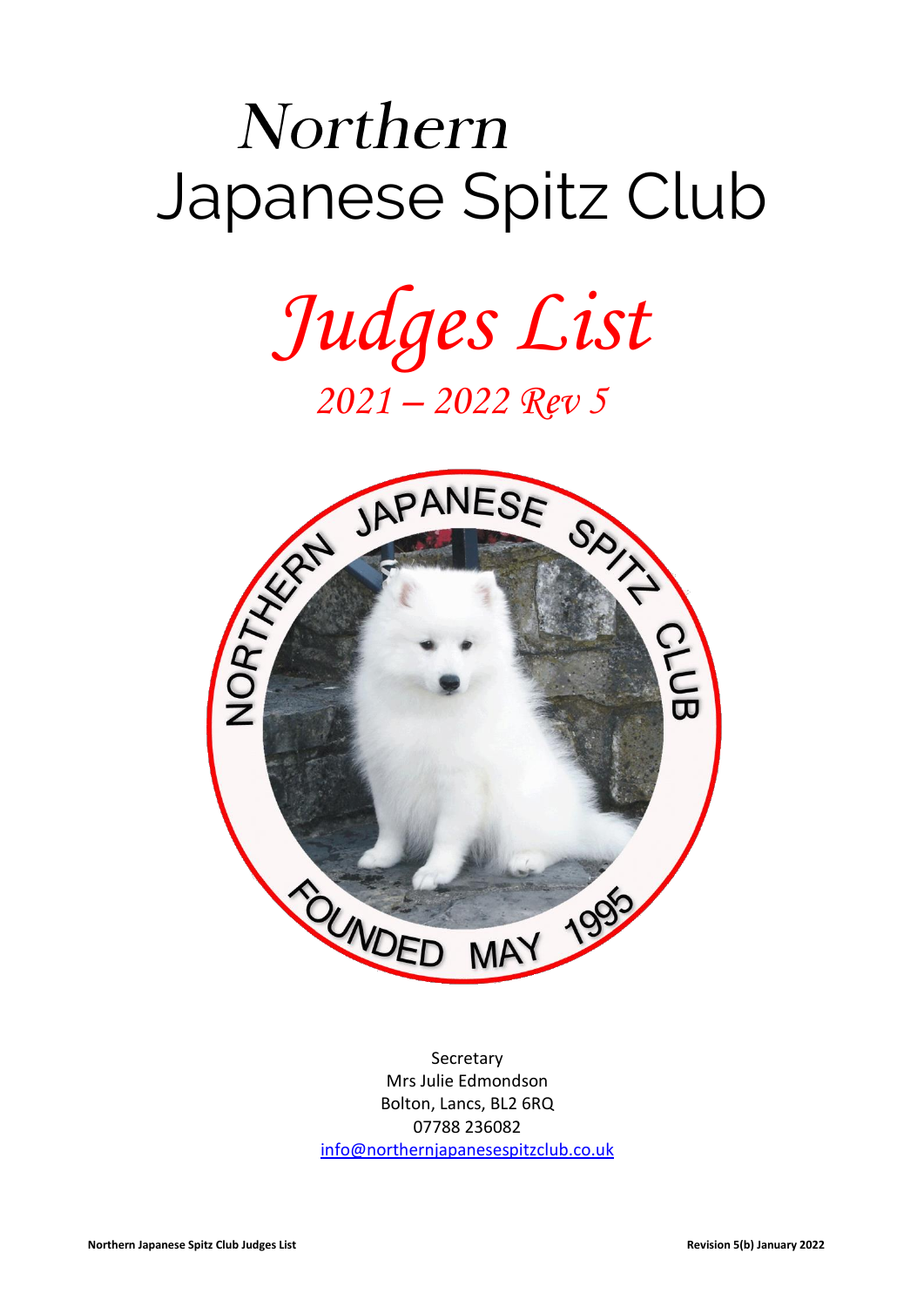# Northern Japanese Spitz Club

# *Judges List*

## *2021 – 2022 Rev 5*

Secretary
Mrs Julie Edmondson
Bolton, Lancs, BL2 6RQ
07788 236082
info@northernjapanesespitzclub.co.uk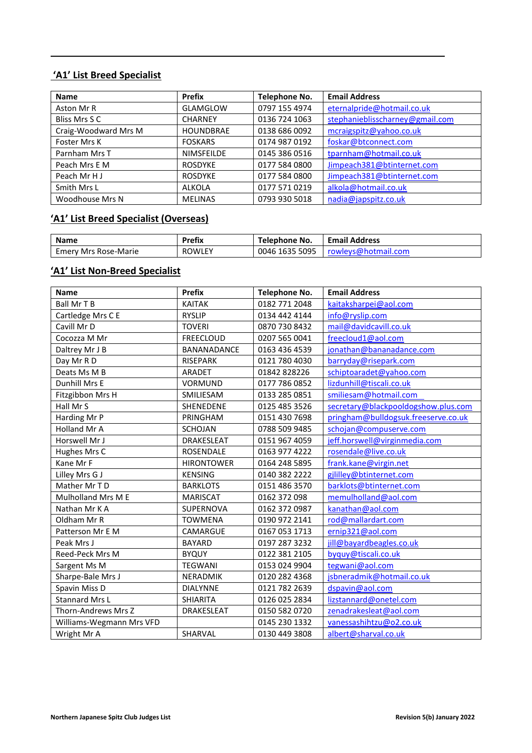## 'A1' List Breed Specialist

| Name | Prefix | Telephone No. | Email Address |
|---|---|---|---|
| Aston Mr R | GLAMGLOW | 0797 155 4974 | eternalpride@hotmail.co.uk |
| Bliss Mrs S C | CHARNEY | 0136 724 1063 | stephanieblisscharney@gmail.com |
| Craig-Woodward Mrs M | HOUNDBRAE | 0138 686 0092 | mcraigspitz@yahoo.co.uk |
| Foster Mrs K | FOSKARS | 0174 987 0192 | foskar@btconnect.com |
| Parnham Mrs T | NIMSFEILDE | 0145 386 0516 | tparnham@hotmail.co.uk |
| Peach Mrs E M | ROSDYKE | 0177 584 0800 | Jimpeach381@btinternet.com |
| Peach Mr H J | ROSDYKE | 0177 584 0800 | Jimpeach381@btinternet.com |
| Smith Mrs L | ALKOLA | 0177 571 0219 | alkola@hotmail.co.uk |
| Woodhouse Mrs N | MELINAS | 0793 930 5018 | nadia@japspitz.co.uk |

## 'A1' List Breed Specialist (Overseas)

| Name | Prefix | Telephone No. | Email Address |
|---|---|---|---|
| Emery Mrs Rose-Marie | ROWLEY | 0046 1635 5095 | rowleys@hotmail.com |

## 'A1' List Non-Breed Specialist

| Name | Prefix | Telephone No. | Email Address |
|---|---|---|---|
| Ball Mr T B | KAITAK | 0182 771 2048 | kaitaksharpei@aol.com |
| Cartledge Mrs C E | RYSLIP | 0134 442 4144 | info@ryslip.com |
| Cavill Mr D | TOVERI | 0870 730 8432 | mail@davidcavill.co.uk |
| Cocozza M Mr | FREECLOUD | 0207 565 0041 | freecloud1@aol.com |
| Daltrey Mr J B | BANANADANCE | 0163 436 4539 | jonathan@bananadance.com |
| Day Mr R D | RISEPARK | 0121 780 4030 | barryday@risepark.com |
| Deats Ms M B | ARADET | 01842 828226 | schiptoaradet@yahoo.com |
| Dunhill Mrs E | VORMUND | 0177 786 0852 | lizdunhill@tiscali.co.uk |
| Fitzgibbon Mrs H | SMILIESAM | 0133 285 0851 | smiliesam@hotmail.com |
| Hall Mr S | SHENEDENE | 0125 485 3526 | secretary@blackpooldogshow.plus.com |
| Harding Mr P | PRINGHAM | 0151 430 7698 | pringham@bulldogsuk.freeserve.co.uk |
| Holland Mr A | SCHOJAN | 0788 509 9485 | schojan@compuserve.com |
| Horswell Mr J | DRAKESLEAT | 0151 967 4059 | jeff.horswell@virginmedia.com |
| Hughes Mrs C | ROSENDALE | 0163 977 4222 | rosendale@live.co.uk |
| Kane Mr F | HIRONTOWER | 0164 248 5895 | frank.kane@virgin.net |
| Lilley Mrs G J | KENSING | 0140 382 2222 | gjlilley@btinternet.com |
| Mather Mr T D | BARKLOTS | 0151 486 3570 | barklots@btinternet.com |
| Mulholland Mrs M E | MARISCAT | 0162 372 098 | memulholland@aol.com |
| Nathan Mr K A | SUPERNOVA | 0162 372 0987 | kanathan@aol.com |
| Oldham Mr R | TOWMENA | 0190 972 2141 | rod@mallardart.com |
| Patterson Mr E M | CAMARGUE | 0167 053 1713 | ernip321@aol.com |
| Peak Mrs J | BAYARD | 0197 287 3232 | jill@bayardbeagles.co.uk |
| Reed-Peck Mrs M | BYQUY | 0122 381 2105 | byquy@tiscali.co.uk |
| Sargent Ms M | TEGWANI | 0153 024 9904 | tegwani@aol.com |
| Sharpe-Bale Mrs J | NERADMIK | 0120 282 4368 | jsbneradmik@hotmail.co.uk |
| Spavin Miss D | DIALYNNE | 0121 782 2639 | dspavin@aol.com |
| Stannard Mrs L | SHIARITA | 0126 025 2834 | lizstannard@onetel.com |
| Thorn-Andrews Mrs Z | DRAKESLEAT | 0150 582 0720 | zenadrakesleat@aol.com |
| Williams-Wegmann Mrs VFD | | 0145 230 1332 | vanessashihtzu@o2.co.uk |
| Wright Mr A | SHARVAL | 0130 449 3808 | albert@sharval.co.uk |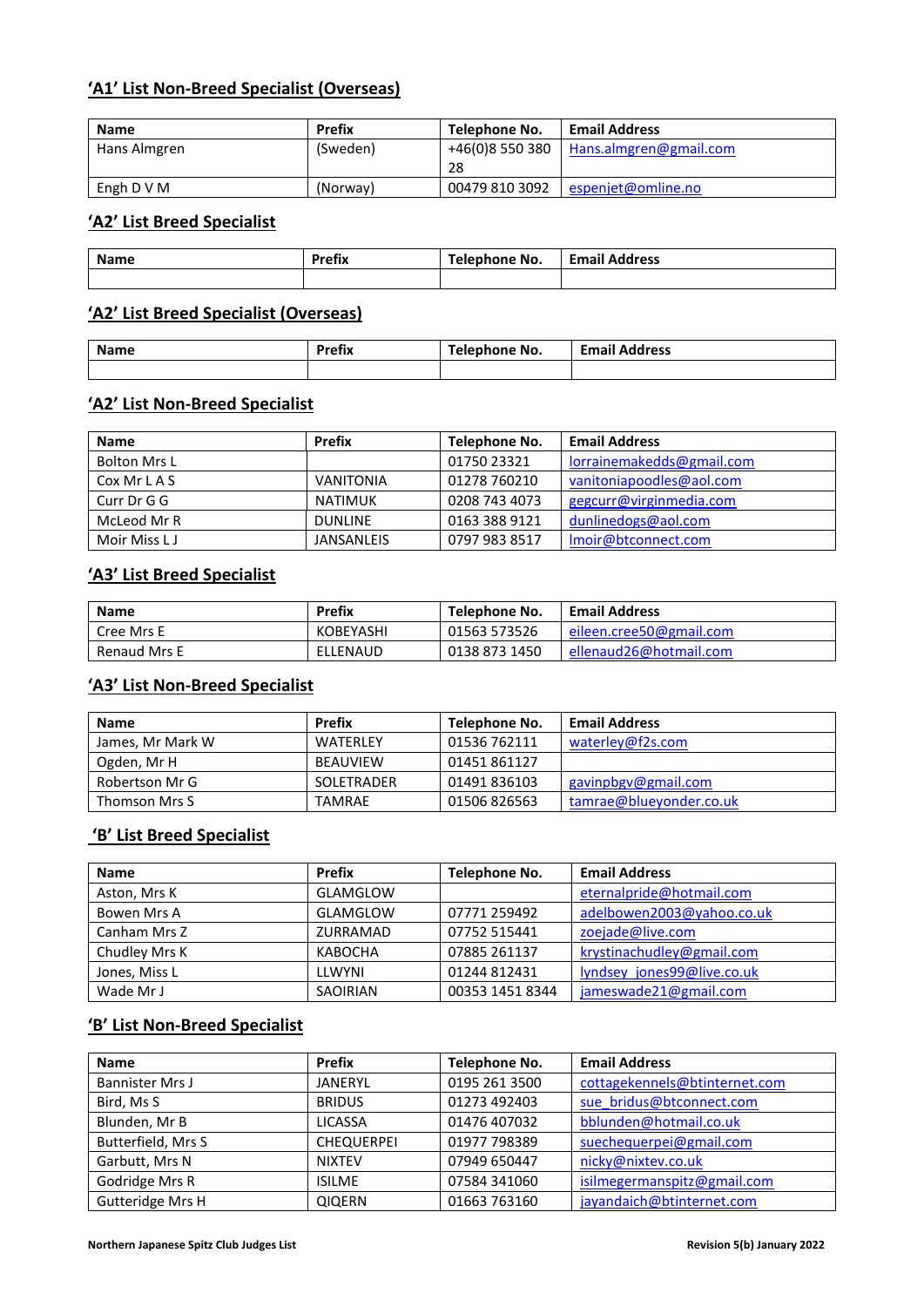## 'A1' List Non-Breed Specialist (Overseas)

| Name | Prefix | Telephone No. | Email Address |
|---|---|---|---|
| Hans Almgren | (Sweden) | +46(0)8 550 380 28 | Hans.almgren@gmail.com |
| Engh D V M | (Norway) | 00479 810 3092 | espenjet@omline.no |

## 'A2' List Breed Specialist

| Name | Prefix | Telephone No. | Email Address |
|---|---|---|---|
| | | | |

## 'A2' List Breed Specialist (Overseas)

| Name | Prefix | Telephone No. | Email Address |
|---|---|---|---|
| | | | |

## 'A2' List Non-Breed Specialist

| Name | Prefix | Telephone No. | Email Address |
|---|---|---|---|
| Bolton Mrs L | | 01750 23321 | lorrainemakedds@gmail.com |
| Cox Mr L A S | VANITONIA | 01278 760210 | vanitoniapoodles@aol.com |
| Curr Dr G G | NATIMUK | 0208 743 4073 | gegcurr@virginmedia.com |
| McLeod Mr R | DUNLINE | 0163 388 9121 | dunlinedogs@aol.com |
| Moir Miss L J | JANSANLEIS | 0797 983 8517 | lmoir@btconnect.com |

## 'A3' List Breed Specialist

| Name | Prefix | Telephone No. | Email Address |
|---|---|---|---|
| Cree Mrs E | KOBEYASHI | 01563 573526 | eileen.cree50@gmail.com |
| Renaud Mrs E | ELLENAUD | 0138 873 1450 | ellenaud26@hotmail.com |

## 'A3' List Non-Breed Specialist

| Name | Prefix | Telephone No. | Email Address |
|---|---|---|---|
| James, Mr Mark W | WATERLEY | 01536 762111 | waterley@f2s.com |
| Ogden, Mr H | BEAUVIEW | 01451 861127 | |
| Robertson Mr G | SOLETRADER | 01491 836103 | gavinpbgv@gmail.com |
| Thomson Mrs S | TAMRAE | 01506 826563 | tamrae@blueyonder.co.uk |

## 'B' List Breed Specialist

| Name | Prefix | Telephone No. | Email Address |
|---|---|---|---|
| Aston, Mrs K | GLAMGLOW | | eternalpride@hotmail.com |
| Bowen Mrs A | GLAMGLOW | 07771 259492 | adelbowen2003@yahoo.co.uk |
| Canham Mrs Z | ZURRAMAD | 07752 515441 | zoejade@live.com |
| Chudley Mrs K | KABOCHA | 07885 261137 | krystinachudley@gmail.com |
| Jones, Miss L | LLWYNI | 01244 812431 | lyndsey_jones99@live.co.uk |
| Wade Mr J | SAOIRIAN | 00353 1451 8344 | jameswade21@gmail.com |

## 'B' List Non-Breed Specialist

| Name | Prefix | Telephone No. | Email Address |
|---|---|---|---|
| Bannister Mrs J | JANERYL | 0195 261 3500 | cottagekennels@btinternet.com |
| Bird, Ms S | BRIDUS | 01273 492403 | sue_bridus@btconnect.com |
| Blunden, Mr B | LICASSA | 01476 407032 | bblunden@hotmail.co.uk |
| Butterfield, Mrs S | CHEQUERPEI | 01977 798389 | suechequerpei@gmail.com |
| Garbutt, Mrs N | NIXTEV | 07949 650447 | nicky@nixtev.co.uk |
| Godridge Mrs R | ISILME | 07584 341060 | isilmegermanspitz@gmail.com |
| Gutteridge Mrs H | QIQERN | 01663 763160 | jayandaich@btinternet.com |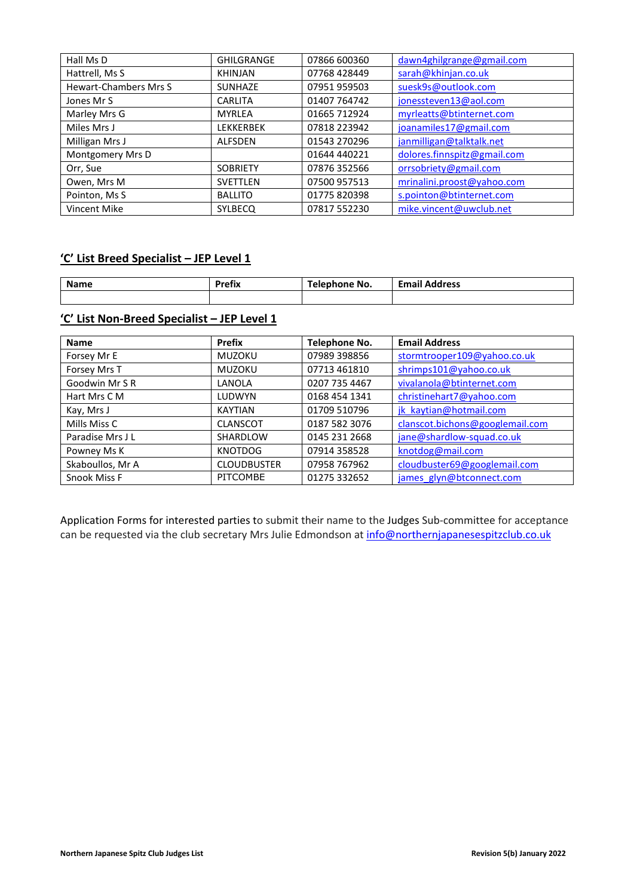| | | | |
|---|---|---|---|
| Hall Ms D | GHILGRANGE | 07866 600360 | dawn4ghilgrange@gmail.com |
| Hattrell, Ms S | KHINJAN | 07768 428449 | sarah@khinjan.co.uk |
| Hewart-Chambers Mrs S | SUNHAZE | 07951 959503 | suesk9s@outlook.com |
| Jones Mr S | CARLITA | 01407 764742 | jonessteven13@aol.com |
| Marley Mrs G | MYRLEA | 01665 712924 | myrleatts@btinternet.com |
| Miles Mrs J | LEKKERBEK | 07818 223942 | joanamiles17@gmail.com |
| Milligan Mrs J | ALFSDEN | 01543 270296 | janmilligan@talktalk.net |
| Montgomery Mrs D | | 01644 440221 | dolores.finnspitz@gmail.com |
| Orr, Sue | SOBRIETY | 07876 352566 | orrsobriety@gmail.com |
| Owen, Mrs M | SVETTLEN | 07500 957513 | mrinalini.proost@yahoo.com |
| Pointon, Ms S | BALLITO | 01775 820398 | s.pointon@btinternet.com |
| Vincent Mike | SYLBECQ | 07817 552230 | mike.vincent@uwclub.net |

## 'C' List Breed Specialist – JEP Level 1

| Name | Prefix | Telephone No. | Email Address |
|---|---|---|---|
| | | | |

## 'C' List Non-Breed Specialist – JEP Level 1

| Name | Prefix | Telephone No. | Email Address |
|---|---|---|---|
| Forsey Mr E | MUZOKU | 07989 398856 | stormtrooper109@yahoo.co.uk |
| Forsey Mrs T | MUZOKU | 07713 461810 | shrimps101@yahoo.co.uk |
| Goodwin Mr S R | LANOLA | 0207 735 4467 | vivalanola@btinternet.com |
| Hart Mrs C M | LUDWYN | 0168 454 1341 | christinehart7@yahoo.com |
| Kay, Mrs J | KAYTIAN | 01709 510796 | jk_kaytian@hotmail.com |
| Mills Miss C | CLANSCOT | 0187 582 3076 | clanscot.bichons@googlemail.com |
| Paradise Mrs J L | SHARDLOW | 0145 231 2668 | jane@shardlow-squad.co.uk |
| Powney Ms K | KNOTDOG | 07914 358528 | knotdog@mail.com |
| Skaboullos, Mr A | CLOUDBUSTER | 07958 767962 | cloudbuster69@googlemail.com |
| Snook Miss F | PITCOMBE | 01275 332652 | james_glyn@btconnect.com |

Application Forms for interested parties to submit their name to the Judges Sub-committee for acceptance can be requested via the club secretary Mrs Julie Edmondson at info@northernjapanesespitzclub.co.uk